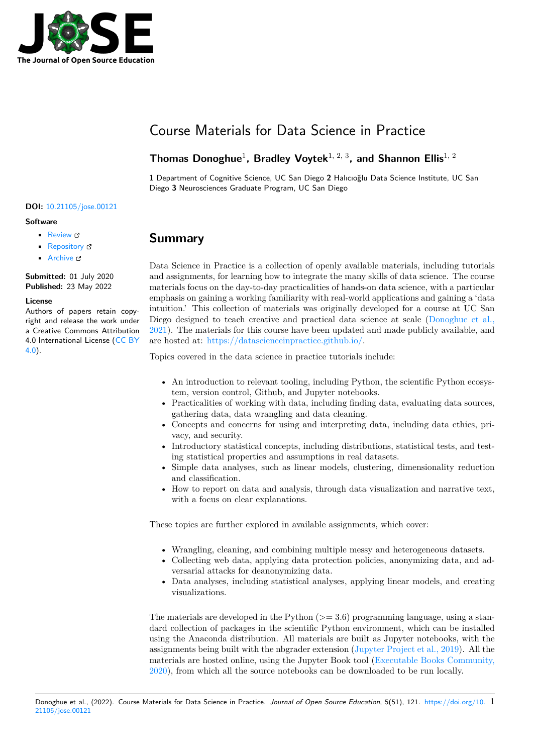# Course Materials for Data Science in Practice

**Thomas Donoghue**[1], **Bradley Voytek**[1, 2, 3], **and Shannon Ellis**[1, 2]

**1** Department of Cognitive Science, UC San Diego **2** Halıcıoğlu Data Science Institute, UC San Diego **3** Neurosciences Graduate Program, UC San Diego

**DOI:** 10.21105/jose.00121

**Software**

- Review
- Repository
- Archive

**Submitted:** 01 July 2020
**Published:** 23 May 2022

**License**
Authors of papers retain copyright and release the work under a Creative Commons Attribution 4.0 International License (CC BY 4.0).

## Summary

Data Science in Practice is a collection of openly available materials, including tutorials and assignments, for learning how to integrate the many skills of data science. The course materials focus on the day-to-day practicalities of hands-on data science, with a particular emphasis on gaining a working familiarity with real-world applications and gaining a 'data intuition.' This collection of materials was originally developed for a course at UC San Diego designed to teach creative and practical data science at scale (Donoghue et al., 2021). The materials for this course have been updated and made publicly available, and are hosted at: https://datascienceinpractice.github.io/.

Topics covered in the data science in practice tutorials include:

- An introduction to relevant tooling, including Python, the scientific Python ecosystem, version control, Github, and Jupyter notebooks.
- Practicalities of working with data, including finding data, evaluating data sources, gathering data, data wrangling and data cleaning.
- Concepts and concerns for using and interpreting data, including data ethics, privacy, and security.
- Introductory statistical concepts, including distributions, statistical tests, and testing statistical properties and assumptions in real datasets.
- Simple data analyses, such as linear models, clustering, dimensionality reduction and classification.
- How to report on data and analysis, through data visualization and narrative text, with a focus on clear explanations.

These topics are further explored in available assignments, which cover:

- Wrangling, cleaning, and combining multiple messy and heterogeneous datasets.
- Collecting web data, applying data protection policies, anonymizing data, and adversarial attacks for deanonymizing data.
- Data analyses, including statistical analyses, applying linear models, and creating visualizations.

The materials are developed in the Python (>= 3.6) programming language, using a standard collection of packages in the scientific Python environment, which can be installed using the Anaconda distribution. All materials are built as Jupyter notebooks, with the assignments being built with the nbgrader extension (Jupyter Project et al., 2019). All the materials are hosted online, using the Jupyter Book tool (Executable Books Community, 2020), from which all the source notebooks can be downloaded to be run locally.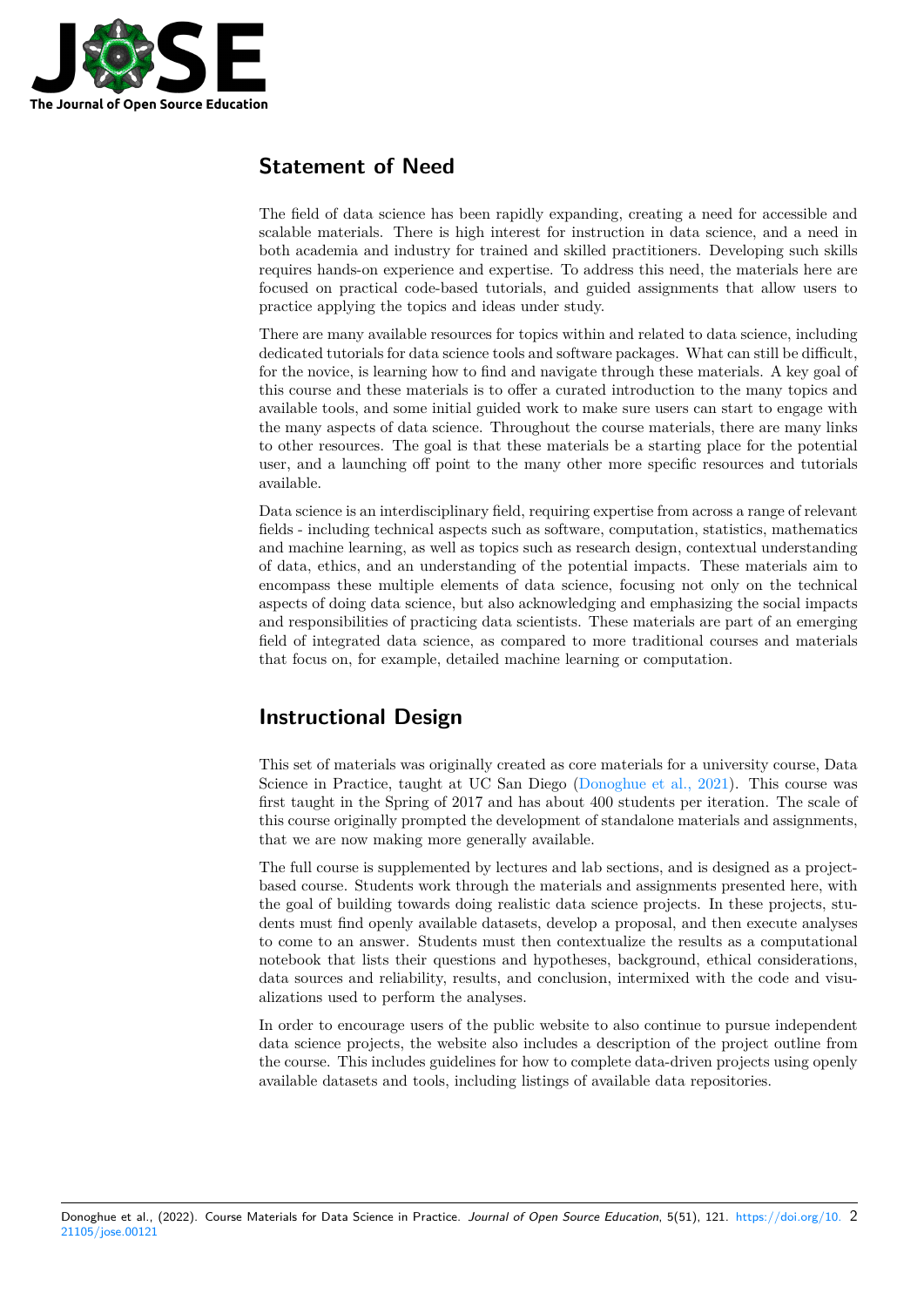## Statement of Need

The field of data science has been rapidly expanding, creating a need for accessible and scalable materials. There is high interest for instruction in data science, and a need in both academia and industry for trained and skilled practitioners. Developing such skills requires hands-on experience and expertise. To address this need, the materials here are focused on practical code-based tutorials, and guided assignments that allow users to practice applying the topics and ideas under study.

There are many available resources for topics within and related to data science, including dedicated tutorials for data science tools and software packages. What can still be difficult, for the novice, is learning how to find and navigate through these materials. A key goal of this course and these materials is to offer a curated introduction to the many topics and available tools, and some initial guided work to make sure users can start to engage with the many aspects of data science. Throughout the course materials, there are many links to other resources. The goal is that these materials be a starting place for the potential user, and a launching off point to the many other more specific resources and tutorials available.

Data science is an interdisciplinary field, requiring expertise from across a range of relevant fields - including technical aspects such as software, computation, statistics, mathematics and machine learning, as well as topics such as research design, contextual understanding of data, ethics, and an understanding of the potential impacts. These materials aim to encompass these multiple elements of data science, focusing not only on the technical aspects of doing data science, but also acknowledging and emphasizing the social impacts and responsibilities of practicing data scientists. These materials are part of an emerging field of integrated data science, as compared to more traditional courses and materials that focus on, for example, detailed machine learning or computation.

## Instructional Design

This set of materials was originally created as core materials for a university course, Data Science in Practice, taught at UC San Diego (Donoghue et al., 2021). This course was first taught in the Spring of 2017 and has about 400 students per iteration. The scale of this course originally prompted the development of standalone materials and assignments, that we are now making more generally available.

The full course is supplemented by lectures and lab sections, and is designed as a project-based course. Students work through the materials and assignments presented here, with the goal of building towards doing realistic data science projects. In these projects, students must find openly available datasets, develop a proposal, and then execute analyses to come to an answer. Students must then contextualize the results as a computational notebook that lists their questions and hypotheses, background, ethical considerations, data sources and reliability, results, and conclusion, intermixed with the code and visualizations used to perform the analyses.

In order to encourage users of the public website to also continue to pursue independent data science projects, the website also includes a description of the project outline from the course. This includes guidelines for how to complete data-driven projects using openly available datasets and tools, including listings of available data repositories.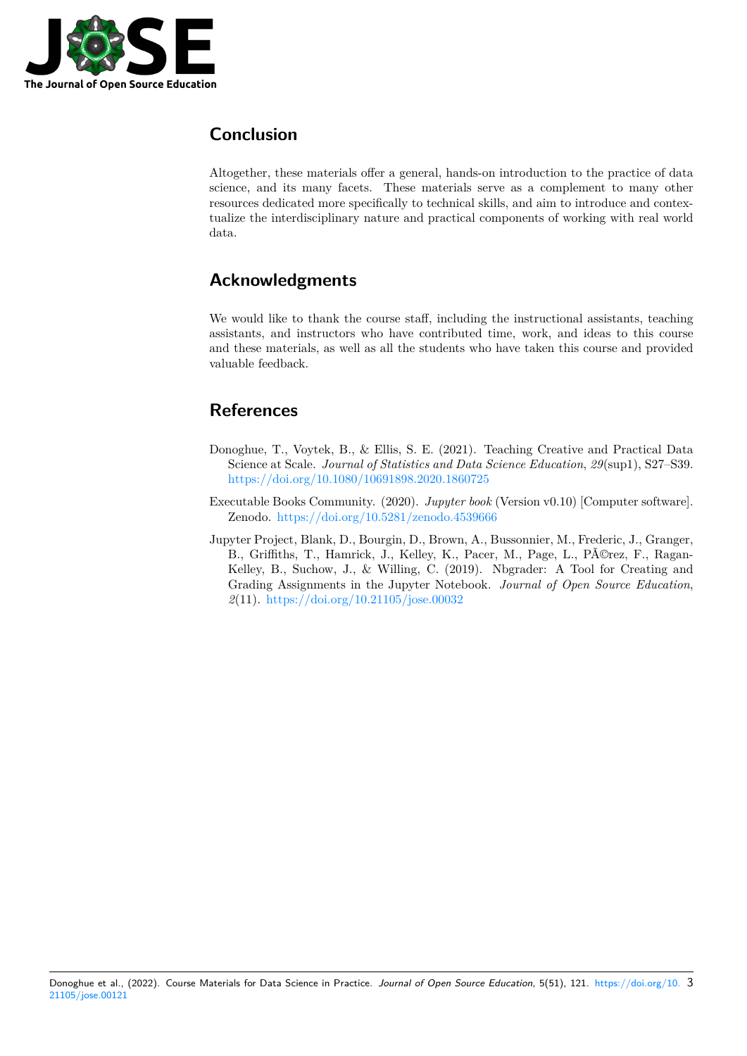## Conclusion

Altogether, these materials offer a general, hands-on introduction to the practice of data science, and its many facets. These materials serve as a complement to many other resources dedicated more specifically to technical skills, and aim to introduce and contextualize the interdisciplinary nature and practical components of working with real world data.

## Acknowledgments

We would like to thank the course staff, including the instructional assistants, teaching assistants, and instructors who have contributed time, work, and ideas to this course and these materials, as well as all the students who have taken this course and provided valuable feedback.

## References

Donoghue, T., Voytek, B., & Ellis, S. E. (2021). Teaching Creative and Practical Data Science at Scale. *Journal of Statistics and Data Science Education*, *29*(sup1), S27–S39. https://doi.org/10.1080/10691898.2020.1860725

Executable Books Community. (2020). *Jupyter book* (Version v0.10) [Computer software]. Zenodo. https://doi.org/10.5281/zenodo.4539666

Jupyter Project, Blank, D., Bourgin, D., Brown, A., Bussonnier, M., Frederic, J., Granger, B., Griffiths, T., Hamrick, J., Kelley, K., Pacer, M., Page, L., PÃ©rez, F., Ragan-Kelley, B., Suchow, J., & Willing, C. (2019). Nbgrader: A Tool for Creating and Grading Assignments in the Jupyter Notebook. *Journal of Open Source Education*, *2*(11). https://doi.org/10.21105/jose.00032